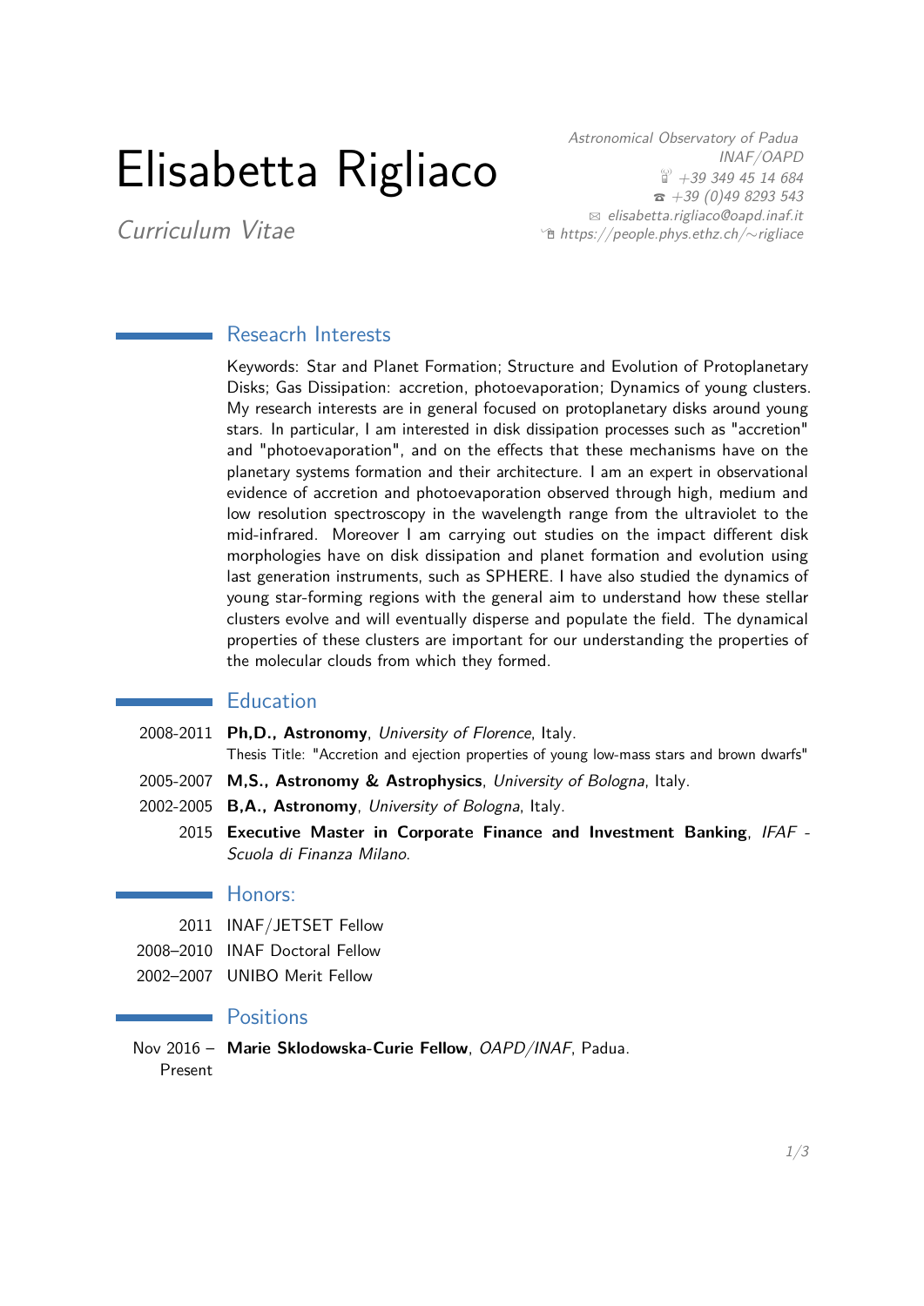# Elisabetta Rigliaco

*Curriculum Vitae*

*Astronomical Observatory of Padua*
*INAF/OAPD*
*+39 349 45 14 684*
*+39 (0)49 8293 543*
*elisabetta.rigliaco@oapd.inaf.it*
*https://people.phys.ethz.ch/~rigliace*

## Reseacrh Interests

Keywords: Star and Planet Formation; Structure and Evolution of Protoplanetary Disks; Gas Dissipation: accretion, photoevaporation; Dynamics of young clusters. My research interests are in general focused on protoplanetary disks around young stars. In particular, I am interested in disk dissipation processes such as "accretion" and "photoevaporation", and on the effects that these mechanisms have on the planetary systems formation and their architecture. I am an expert in observational evidence of accretion and photoevaporation observed through high, medium and low resolution spectroscopy in the wavelength range from the ultraviolet to the mid-infrared. Moreover I am carrying out studies on the impact different disk morphologies have on disk dissipation and planet formation and evolution using last generation instruments, such as SPHERE. I have also studied the dynamics of young star-forming regions with the general aim to understand how these stellar clusters evolve and will eventually disperse and populate the field. The dynamical properties of these clusters are important for our understanding the properties of the molecular clouds from which they formed.

## Education

2008-2011 **Ph,D., Astronomy**, *University of Florence*, Italy.
Thesis Title: "Accretion and ejection properties of young low-mass stars and brown dwarfs"

2005-2007 **M,S., Astronomy & Astrophysics**, *University of Bologna*, Italy.

2002-2005 **B,A., Astronomy**, *University of Bologna*, Italy.

2015 **Executive Master in Corporate Finance and Investment Banking**, *IFAF - Scuola di Finanza Milano*.

## Honors:

2011 INAF/JETSET Fellow

2008–2010 INAF Doctoral Fellow

2002–2007 UNIBO Merit Fellow

## Positions

Nov 2016 – Present **Marie Sklodowska-Curie Fellow**, *OAPD/INAF*, Padua.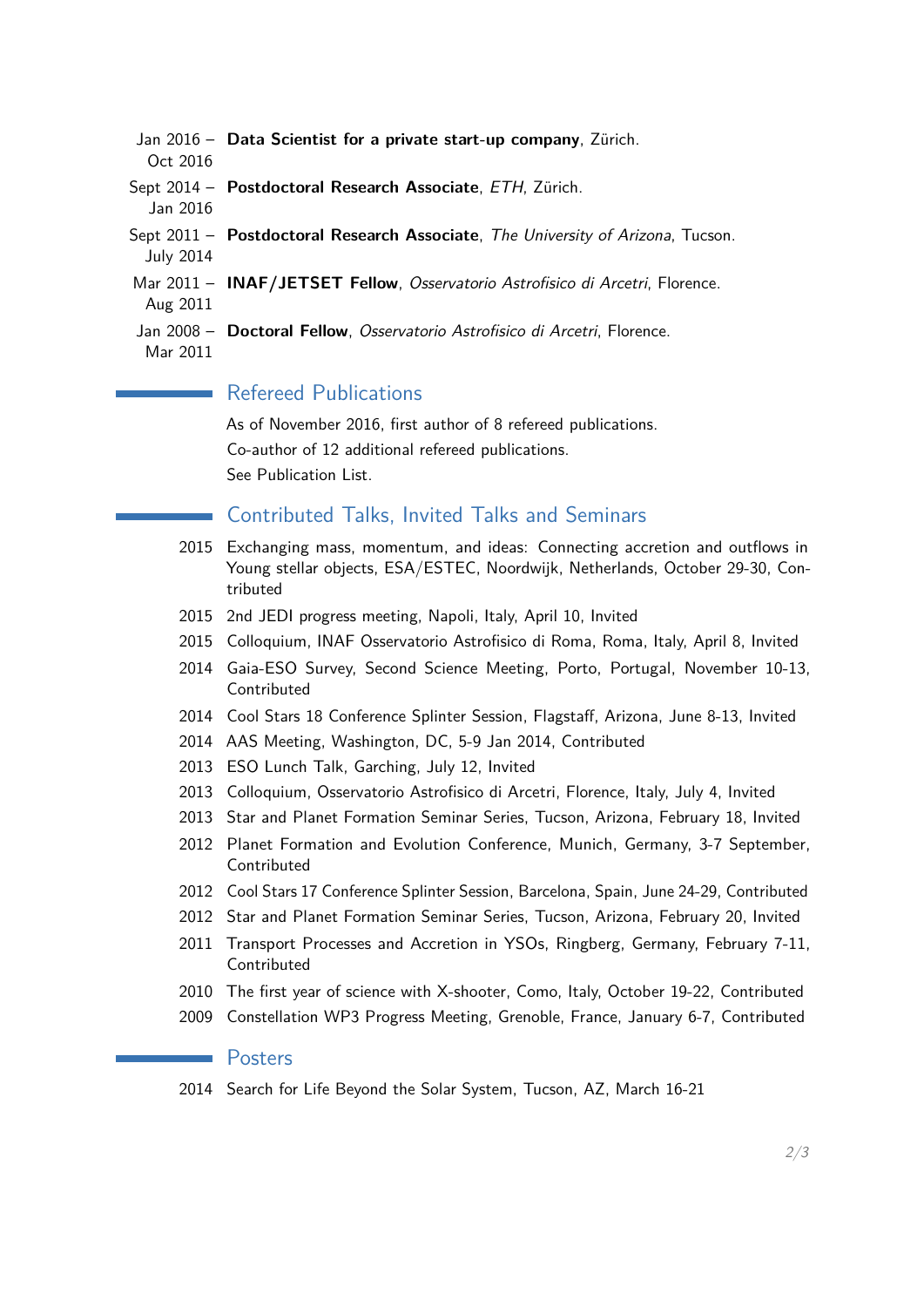- Jan 2016 – Oct 2016 **Data Scientist for a private start-up company**, Zürich.
- Sept 2014 – Jan 2016 **Postdoctoral Research Associate**, *ETH*, Zürich.
- Sept 2011 – July 2014 **Postdoctoral Research Associate**, *The University of Arizona*, Tucson.
- Mar 2011 – Aug 2011 **INAF/JETSET Fellow**, *Osservatorio Astrofisico di Arcetri*, Florence.
- Jan 2008 – Mar 2011 **Doctoral Fellow**, *Osservatorio Astrofisico di Arcetri*, Florence.

## Refereed Publications

As of November 2016, first author of 8 refereed publications.
Co-author of 12 additional refereed publications.
See Publication List.

## Contributed Talks, Invited Talks and Seminars

- 2015 Exchanging mass, momentum, and ideas: Connecting accretion and outflows in Young stellar objects, ESA/ESTEC, Noordwijk, Netherlands, October 29-30, Contributed
- 2015 2nd JEDI progress meeting, Napoli, Italy, April 10, Invited
- 2015 Colloquium, INAF Osservatorio Astrofisico di Roma, Roma, Italy, April 8, Invited
- 2014 Gaia-ESO Survey, Second Science Meeting, Porto, Portugal, November 10-13, Contributed
- 2014 Cool Stars 18 Conference Splinter Session, Flagstaff, Arizona, June 8-13, Invited
- 2014 AAS Meeting, Washington, DC, 5-9 Jan 2014, Contributed
- 2013 ESO Lunch Talk, Garching, July 12, Invited
- 2013 Colloquium, Osservatorio Astrofisico di Arcetri, Florence, Italy, July 4, Invited
- 2013 Star and Planet Formation Seminar Series, Tucson, Arizona, February 18, Invited
- 2012 Planet Formation and Evolution Conference, Munich, Germany, 3-7 September, Contributed
- 2012 Cool Stars 17 Conference Splinter Session, Barcelona, Spain, June 24-29, Contributed
- 2012 Star and Planet Formation Seminar Series, Tucson, Arizona, February 20, Invited
- 2011 Transport Processes and Accretion in YSOs, Ringberg, Germany, February 7-11, Contributed
- 2010 The first year of science with X-shooter, Como, Italy, October 19-22, Contributed
- 2009 Constellation WP3 Progress Meeting, Grenoble, France, January 6-7, Contributed

## Posters

- 2014 Search for Life Beyond the Solar System, Tucson, AZ, March 16-21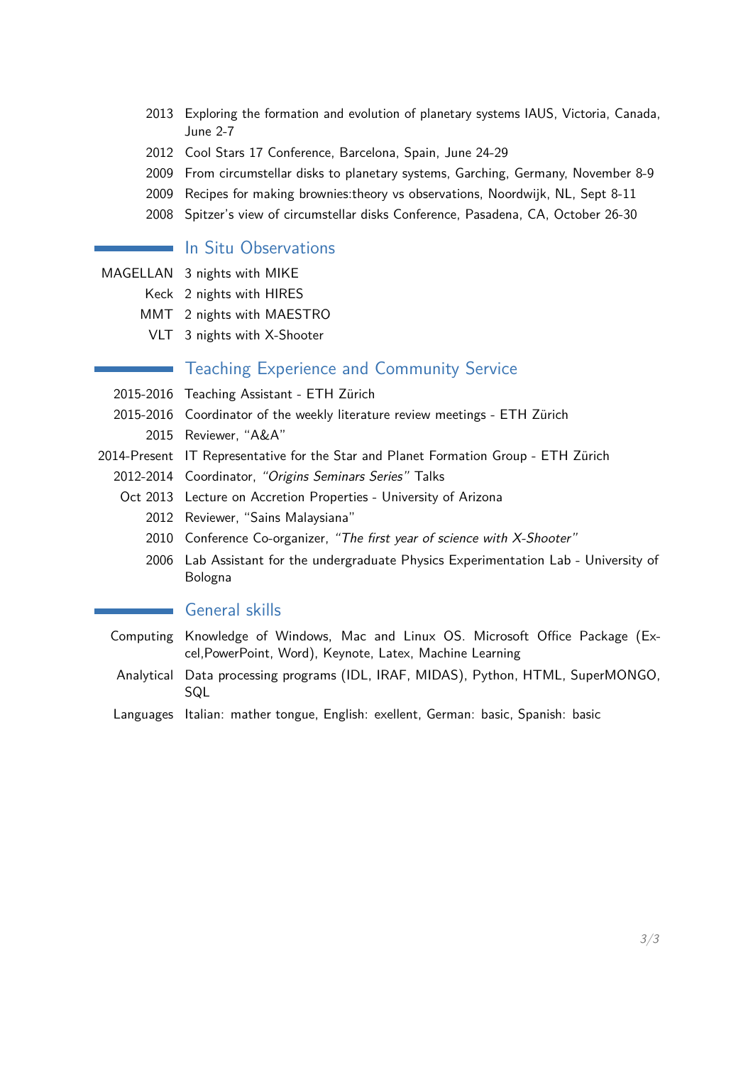- 2013 Exploring the formation and evolution of planetary systems IAUS, Victoria, Canada, June 2-7
- 2012 Cool Stars 17 Conference, Barcelona, Spain, June 24-29
- 2009 From circumstellar disks to planetary systems, Garching, Germany, November 8-9
- 2009 Recipes for making brownies:theory vs observations, Noordwijk, NL, Sept 8-11
- 2008 Spitzer's view of circumstellar disks Conference, Pasadena, CA, October 26-30

## In Situ Observations

- MAGELLAN 3 nights with MIKE
- Keck 2 nights with HIRES
- MMT 2 nights with MAESTRO
- VLT 3 nights with X-Shooter

## Teaching Experience and Community Service

- 2015-2016 Teaching Assistant - ETH Zürich
- 2015-2016 Coordinator of the weekly literature review meetings - ETH Zürich
- 2015 Reviewer, "A&A"
- 2014-Present IT Representative for the Star and Planet Formation Group - ETH Zürich
- 2012-2014 Coordinator, *"Origins Seminars Series"* Talks
- Oct 2013 Lecture on Accretion Properties - University of Arizona
- 2012 Reviewer, "Sains Malaysiana"
- 2010 Conference Co-organizer, *"The first year of science with X-Shooter"*
- 2006 Lab Assistant for the undergraduate Physics Experimentation Lab - University of Bologna

## General skills

- Computing Knowledge of Windows, Mac and Linux OS. Microsoft Office Package (Excel,PowerPoint, Word), Keynote, Latex, Machine Learning
- Analytical Data processing programs (IDL, IRAF, MIDAS), Python, HTML, SuperMONGO, SQL
- Languages Italian: mather tongue, English: exellent, German: basic, Spanish: basic